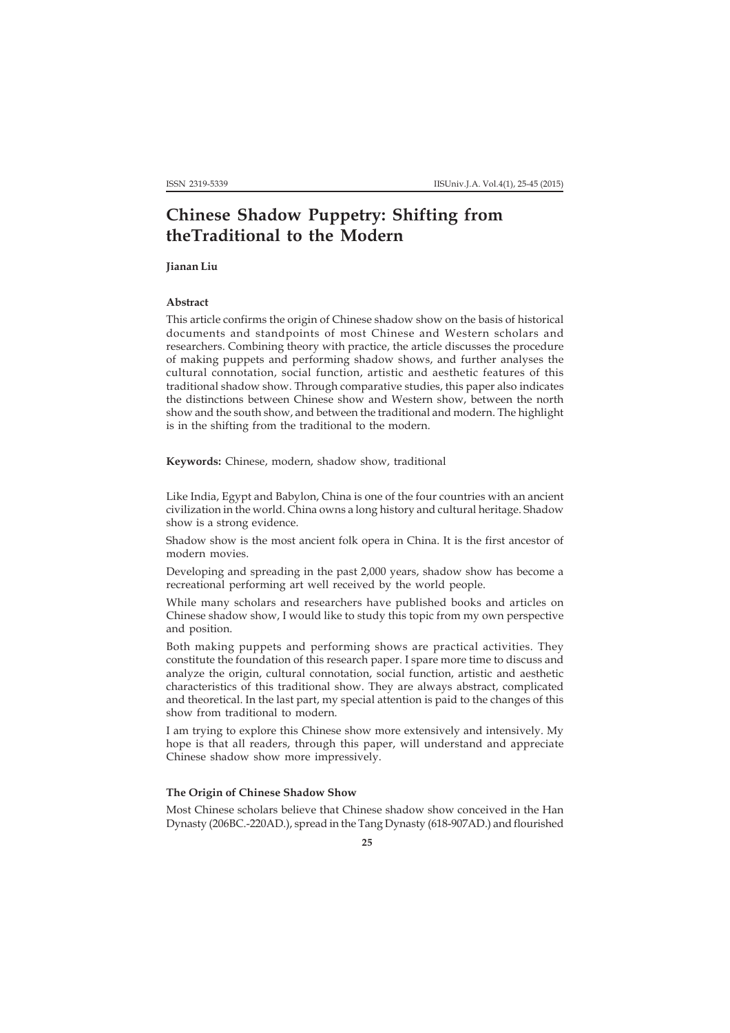# Chinese Shadow Puppetry: Shifting from theTraditional to the Modern

**Jianan Liu**

**Abstract**

This article confirms the origin of Chinese shadow show on the basis of historical documents and standpoints of most Chinese and Western scholars and researchers. Combining theory with practice, the article discusses the procedure of making puppets and performing shadow shows, and further analyses the cultural connotation, social function, artistic and aesthetic features of this traditional shadow show. Through comparative studies, this paper also indicates the distinctions between Chinese show and Western show, between the north show and the south show, and between the traditional and modern. The highlight is in the shifting from the traditional to the modern.

**Keywords:** Chinese, modern, shadow show, traditional

Like India, Egypt and Babylon, China is one of the four countries with an ancient civilization in the world. China owns a long history and cultural heritage. Shadow show is a strong evidence.

Shadow show is the most ancient folk opera in China. It is the first ancestor of modern movies.

Developing and spreading in the past 2,000 years, shadow show has become a recreational performing art well received by the world people.

While many scholars and researchers have published books and articles on Chinese shadow show, I would like to study this topic from my own perspective and position.

Both making puppets and performing shows are practical activities. They constitute the foundation of this research paper. I spare more time to discuss and analyze the origin, cultural connotation, social function, artistic and aesthetic characteristics of this traditional show. They are always abstract, complicated and theoretical. In the last part, my special attention is paid to the changes of this show from traditional to modern.

I am trying to explore this Chinese show more extensively and intensively. My hope is that all readers, through this paper, will understand and appreciate Chinese shadow show more impressively.

## The Origin of Chinese Shadow Show

Most Chinese scholars believe that Chinese shadow show conceived in the Han Dynasty (206BC.-220AD.), spread in the Tang Dynasty (618-907AD.) and flourished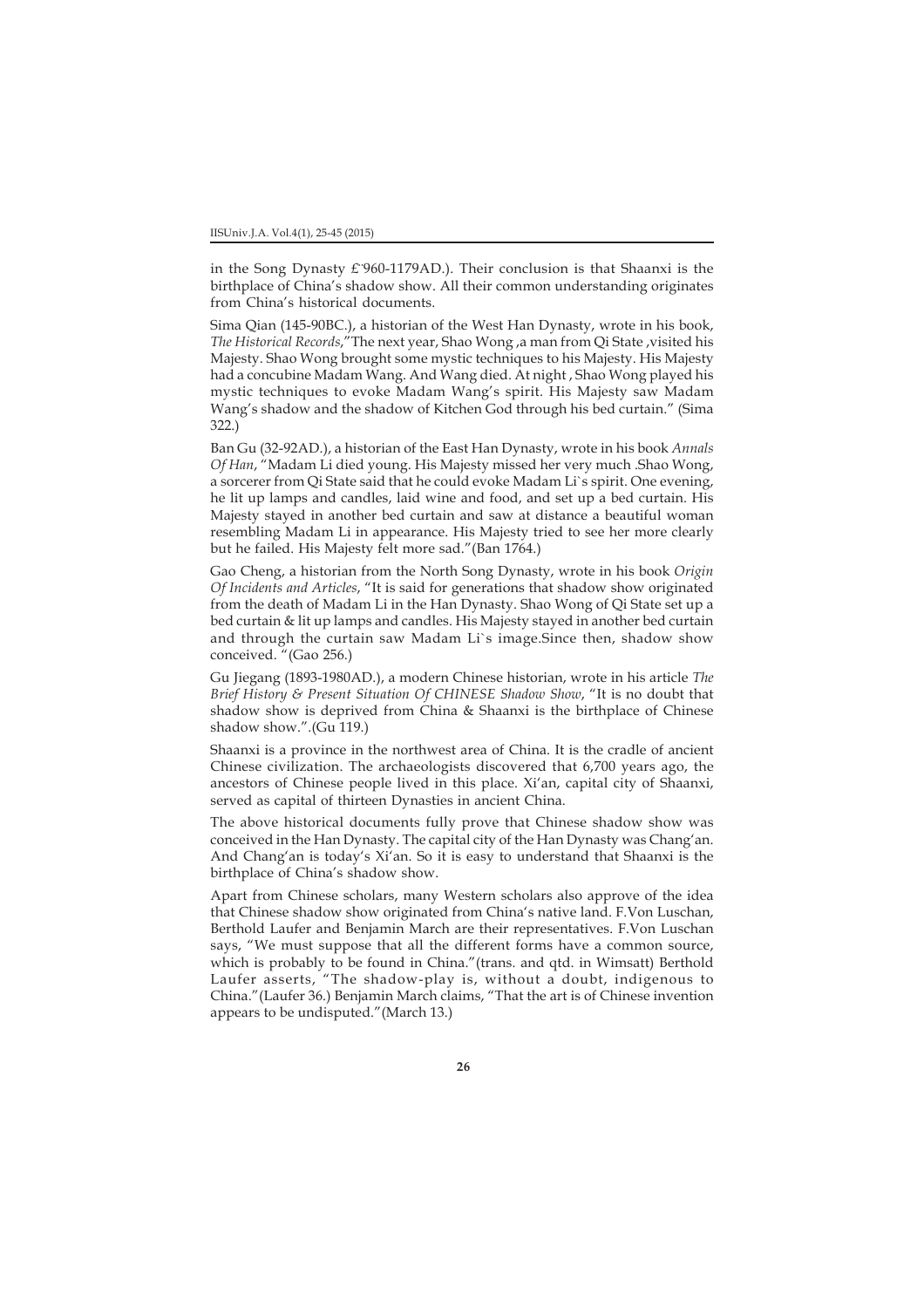in the Song Dynasty £¨960-1179AD.). Their conclusion is that Shaanxi is the birthplace of China's shadow show. All their common understanding originates from China's historical documents.

Sima Qian (145-90BC.), a historian of the West Han Dynasty, wrote in his book, *The Historical Records*,"The next year, Shao Wong ,a man from Qi State ,visited his Majesty. Shao Wong brought some mystic techniques to his Majesty. His Majesty had a concubine Madam Wang. And Wang died. At night , Shao Wong played his mystic techniques to evoke Madam Wang's spirit. His Majesty saw Madam Wang's shadow and the shadow of Kitchen God through his bed curtain." (Sima 322.)

Ban Gu (32-92AD.), a historian of the East Han Dynasty, wrote in his book *Annals Of Han*, "Madam Li died young. His Majesty missed her very much .Shao Wong, a sorcerer from Qi State said that he could evoke Madam Li`s spirit. One evening, he lit up lamps and candles, laid wine and food, and set up a bed curtain. His Majesty stayed in another bed curtain and saw at distance a beautiful woman resembling Madam Li in appearance. His Majesty tried to see her more clearly but he failed. His Majesty felt more sad."(Ban 1764.)

Gao Cheng, a historian from the North Song Dynasty, wrote in his book *Origin Of Incidents and Articles*, "It is said for generations that shadow show originated from the death of Madam Li in the Han Dynasty. Shao Wong of Qi State set up a bed curtain & lit up lamps and candles. His Majesty stayed in another bed curtain and through the curtain saw Madam Li`s image.Since then, shadow show conceived. "(Gao 256.)

Gu Jiegang (1893-1980AD.), a modern Chinese historian, wrote in his article *The Brief History & Present Situation Of CHINESE Shadow Show*, "It is no doubt that shadow show is deprived from China & Shaanxi is the birthplace of Chinese shadow show.".(Gu 119.)

Shaanxi is a province in the northwest area of China. It is the cradle of ancient Chinese civilization. The archaeologists discovered that 6,700 years ago, the ancestors of Chinese people lived in this place. Xi'an, capital city of Shaanxi, served as capital of thirteen Dynasties in ancient China.

The above historical documents fully prove that Chinese shadow show was conceived in the Han Dynasty. The capital city of the Han Dynasty was Chang'an. And Chang'an is today's Xi'an. So it is easy to understand that Shaanxi is the birthplace of China's shadow show.

Apart from Chinese scholars, many Western scholars also approve of the idea that Chinese shadow show originated from China's native land. F.Von Luschan, Berthold Laufer and Benjamin March are their representatives. F.Von Luschan says, "We must suppose that all the different forms have a common source, which is probably to be found in China."(trans. and qtd. in Wimsatt) Berthold Laufer asserts, "The shadow-play is, without a doubt, indigenous to China."(Laufer 36.) Benjamin March claims, "That the art is of Chinese invention appears to be undisputed."(March 13.)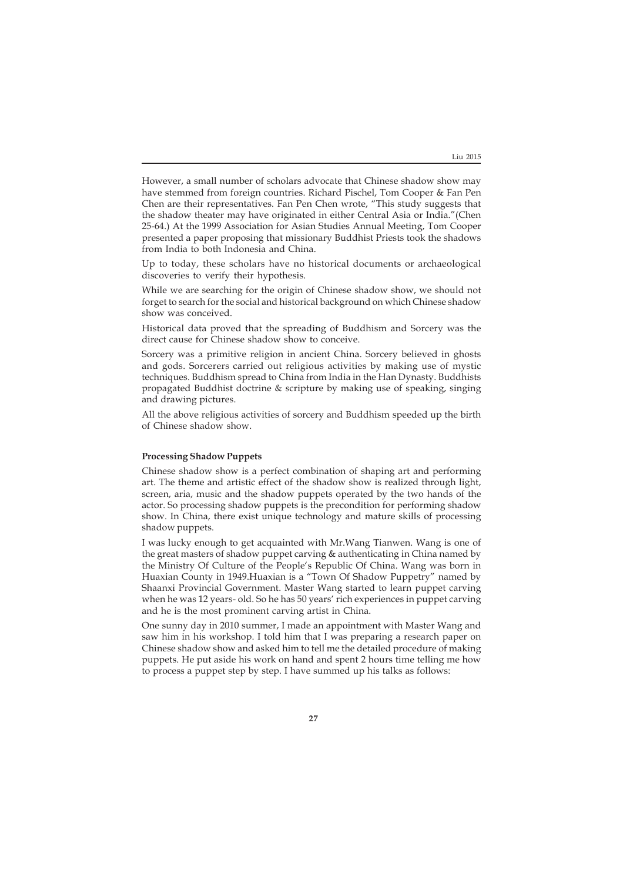However, a small number of scholars advocate that Chinese shadow show may have stemmed from foreign countries. Richard Pischel, Tom Cooper & Fan Pen Chen are their representatives. Fan Pen Chen wrote, "This study suggests that the shadow theater may have originated in either Central Asia or India."(Chen 25-64.) At the 1999 Association for Asian Studies Annual Meeting, Tom Cooper presented a paper proposing that missionary Buddhist Priests took the shadows from India to both Indonesia and China.

Up to today, these scholars have no historical documents or archaeological discoveries to verify their hypothesis.

While we are searching for the origin of Chinese shadow show, we should not forget to search for the social and historical background on which Chinese shadow show was conceived.

Historical data proved that the spreading of Buddhism and Sorcery was the direct cause for Chinese shadow show to conceive.

Sorcery was a primitive religion in ancient China. Sorcery believed in ghosts and gods. Sorcerers carried out religious activities by making use of mystic techniques. Buddhism spread to China from India in the Han Dynasty. Buddhists propagated Buddhist doctrine & scripture by making use of speaking, singing and drawing pictures.

All the above religious activities of sorcery and Buddhism speeded up the birth of Chinese shadow show.

### Processing Shadow Puppets

Chinese shadow show is a perfect combination of shaping art and performing art. The theme and artistic effect of the shadow show is realized through light, screen, aria, music and the shadow puppets operated by the two hands of the actor. So processing shadow puppets is the precondition for performing shadow show. In China, there exist unique technology and mature skills of processing shadow puppets.

I was lucky enough to get acquainted with Mr.Wang Tianwen. Wang is one of the great masters of shadow puppet carving & authenticating in China named by the Ministry Of Culture of the People's Republic Of China. Wang was born in Huaxian County in 1949.Huaxian is a "Town Of Shadow Puppetry" named by Shaanxi Provincial Government. Master Wang started to learn puppet carving when he was 12 years- old. So he has 50 years' rich experiences in puppet carving and he is the most prominent carving artist in China.

One sunny day in 2010 summer, I made an appointment with Master Wang and saw him in his workshop. I told him that I was preparing a research paper on Chinese shadow show and asked him to tell me the detailed procedure of making puppets. He put aside his work on hand and spent 2 hours time telling me how to process a puppet step by step. I have summed up his talks as follows: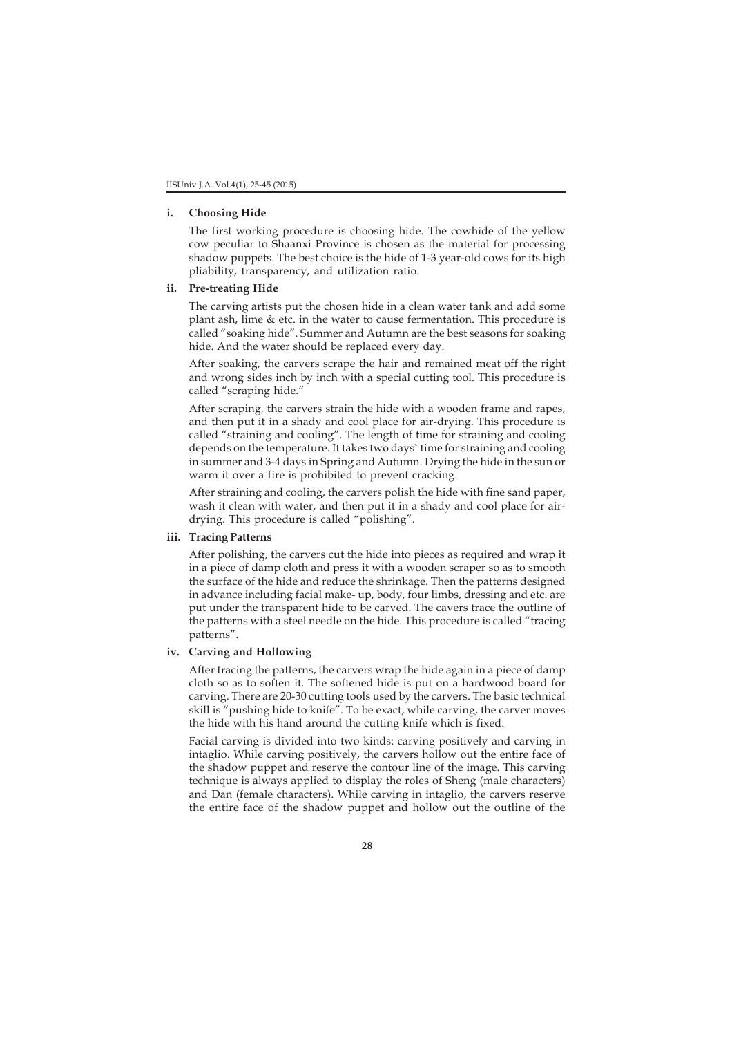**i. Choosing Hide**

The first working procedure is choosing hide. The cowhide of the yellow cow peculiar to Shaanxi Province is chosen as the material for processing shadow puppets. The best choice is the hide of 1-3 year-old cows for its high pliability, transparency, and utilization ratio.

**ii. Pre-treating Hide**

The carving artists put the chosen hide in a clean water tank and add some plant ash, lime & etc. in the water to cause fermentation. This procedure is called "soaking hide". Summer and Autumn are the best seasons for soaking hide. And the water should be replaced every day.

After soaking, the carvers scrape the hair and remained meat off the right and wrong sides inch by inch with a special cutting tool. This procedure is called "scraping hide."

After scraping, the carvers strain the hide with a wooden frame and rapes, and then put it in a shady and cool place for air-drying. This procedure is called "straining and cooling". The length of time for straining and cooling depends on the temperature. It takes two days` time for straining and cooling in summer and 3-4 days in Spring and Autumn. Drying the hide in the sun or warm it over a fire is prohibited to prevent cracking.

After straining and cooling, the carvers polish the hide with fine sand paper, wash it clean with water, and then put it in a shady and cool place for air-drying. This procedure is called "polishing".

**iii. Tracing Patterns**

After polishing, the carvers cut the hide into pieces as required and wrap it in a piece of damp cloth and press it with a wooden scraper so as to smooth the surface of the hide and reduce the shrinkage. Then the patterns designed in advance including facial make- up, body, four limbs, dressing and etc. are put under the transparent hide to be carved. The cavers trace the outline of the patterns with a steel needle on the hide. This procedure is called "tracing patterns".

**iv. Carving and Hollowing**

After tracing the patterns, the carvers wrap the hide again in a piece of damp cloth so as to soften it. The softened hide is put on a hardwood board for carving. There are 20-30 cutting tools used by the carvers. The basic technical skill is "pushing hide to knife". To be exact, while carving, the carver moves the hide with his hand around the cutting knife which is fixed.

Facial carving is divided into two kinds: carving positively and carving in intaglio. While carving positively, the carvers hollow out the entire face of the shadow puppet and reserve the contour line of the image. This carving technique is always applied to display the roles of Sheng (male characters) and Dan (female characters). While carving in intaglio, the carvers reserve the entire face of the shadow puppet and hollow out the outline of the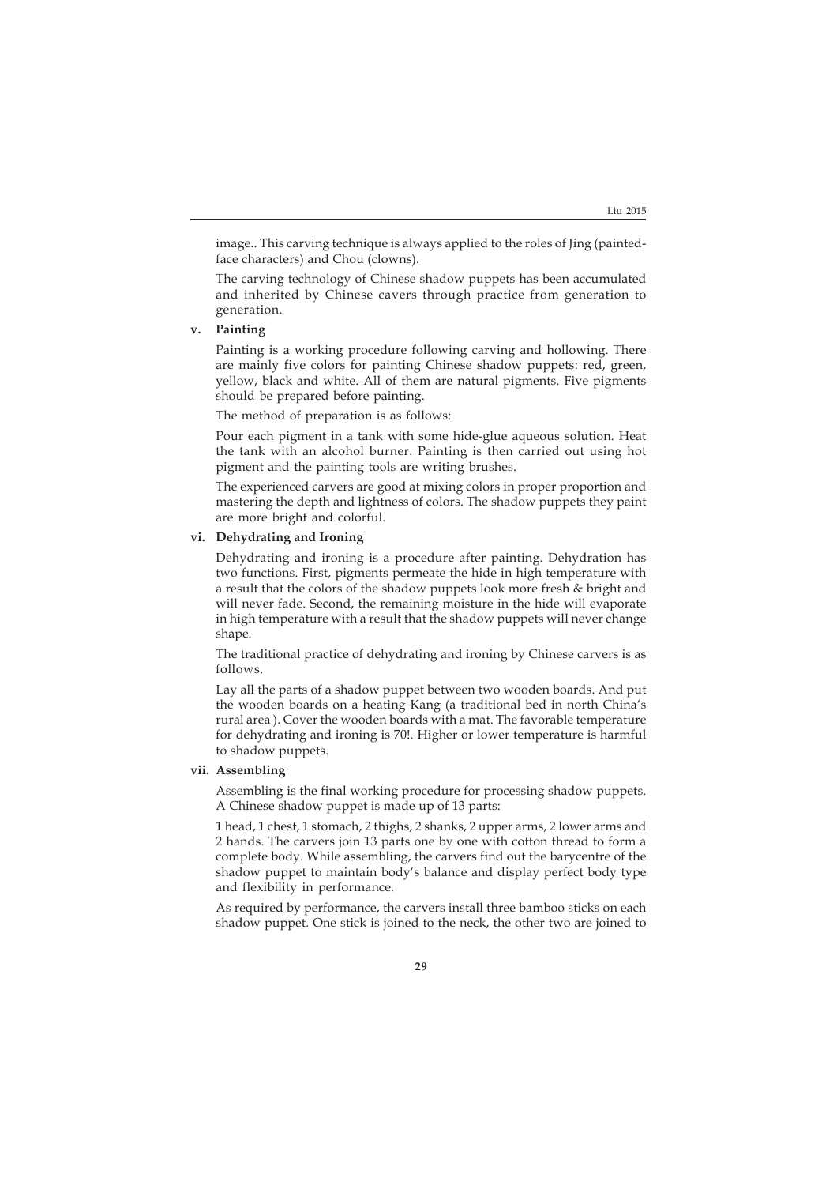image.. This carving technique is always applied to the roles of Jing (painted-face characters) and Chou (clowns).

The carving technology of Chinese shadow puppets has been accumulated and inherited by Chinese cavers through practice from generation to generation.

**v. Painting**

Painting is a working procedure following carving and hollowing. There are mainly five colors for painting Chinese shadow puppets: red, green, yellow, black and white. All of them are natural pigments. Five pigments should be prepared before painting.

The method of preparation is as follows:

Pour each pigment in a tank with some hide-glue aqueous solution. Heat the tank with an alcohol burner. Painting is then carried out using hot pigment and the painting tools are writing brushes.

The experienced carvers are good at mixing colors in proper proportion and mastering the depth and lightness of colors. The shadow puppets they paint are more bright and colorful.

**vi. Dehydrating and Ironing**

Dehydrating and ironing is a procedure after painting. Dehydration has two functions. First, pigments permeate the hide in high temperature with a result that the colors of the shadow puppets look more fresh & bright and will never fade. Second, the remaining moisture in the hide will evaporate in high temperature with a result that the shadow puppets will never change shape.

The traditional practice of dehydrating and ironing by Chinese carvers is as follows.

Lay all the parts of a shadow puppet between two wooden boards. And put the wooden boards on a heating Kang (a traditional bed in north China's rural area ). Cover the wooden boards with a mat. The favorable temperature for dehydrating and ironing is 70!. Higher or lower temperature is harmful to shadow puppets.

**vii. Assembling**

Assembling is the final working procedure for processing shadow puppets. A Chinese shadow puppet is made up of 13 parts:

1 head, 1 chest, 1 stomach, 2 thighs, 2 shanks, 2 upper arms, 2 lower arms and 2 hands. The carvers join 13 parts one by one with cotton thread to form a complete body. While assembling, the carvers find out the barycentre of the shadow puppet to maintain body's balance and display perfect body type and flexibility in performance.

As required by performance, the carvers install three bamboo sticks on each shadow puppet. One stick is joined to the neck, the other two are joined to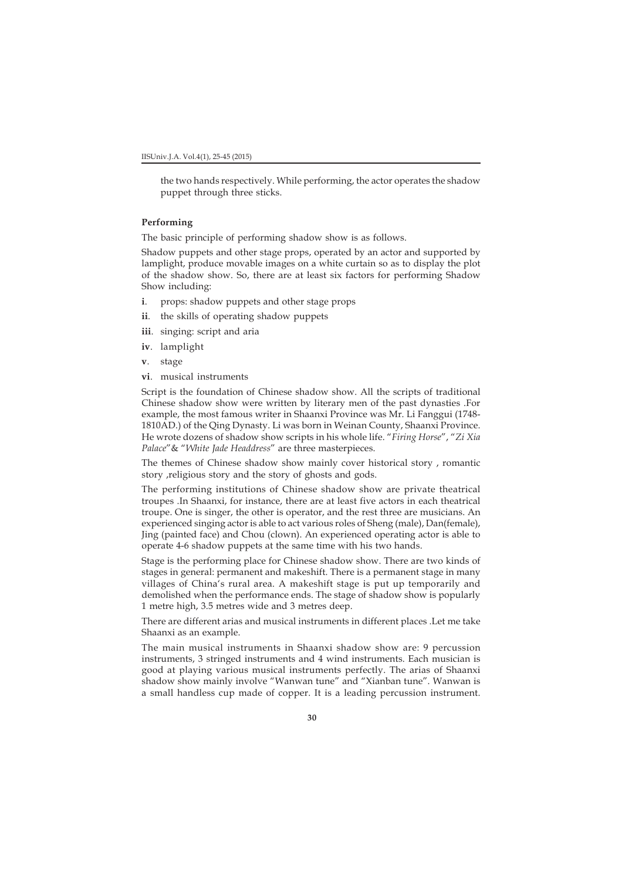the two hands respectively. While performing, the actor operates the shadow puppet through three sticks.

**Performing**

The basic principle of performing shadow show is as follows.

Shadow puppets and other stage props, operated by an actor and supported by lamplight, produce movable images on a white curtain so as to display the plot of the shadow show. So, there are at least six factors for performing Shadow Show including:

**i**. props: shadow puppets and other stage props

**ii**. the skills of operating shadow puppets

**iii**. singing: script and aria

**iv**. lamplight

**v**. stage

**vi**. musical instruments

Script is the foundation of Chinese shadow show. All the scripts of traditional Chinese shadow show were written by literary men of the past dynasties .For example, the most famous writer in Shaanxi Province was Mr. Li Fanggui (1748-1810AD.) of the Qing Dynasty. Li was born in Weinan County, Shaanxi Province. He wrote dozens of shadow show scripts in his whole life. "*Firing Horse*", "*Zi Xia Palace*"& "*White Jade Headdress*" are three masterpieces.

The themes of Chinese shadow show mainly cover historical story , romantic story ,religious story and the story of ghosts and gods.

The performing institutions of Chinese shadow show are private theatrical troupes .In Shaanxi, for instance, there are at least five actors in each theatrical troupe. One is singer, the other is operator, and the rest three are musicians. An experienced singing actor is able to act various roles of Sheng (male), Dan(female), Jing (painted face) and Chou (clown). An experienced operating actor is able to operate 4-6 shadow puppets at the same time with his two hands.

Stage is the performing place for Chinese shadow show. There are two kinds of stages in general: permanent and makeshift. There is a permanent stage in many villages of China's rural area. A makeshift stage is put up temporarily and demolished when the performance ends. The stage of shadow show is popularly 1 metre high, 3.5 metres wide and 3 metres deep.

There are different arias and musical instruments in different places .Let me take Shaanxi as an example.

The main musical instruments in Shaanxi shadow show are: 9 percussion instruments, 3 stringed instruments and 4 wind instruments. Each musician is good at playing various musical instruments perfectly. The arias of Shaanxi shadow show mainly involve "Wanwan tune" and "Xianban tune". Wanwan is a small handless cup made of copper. It is a leading percussion instrument.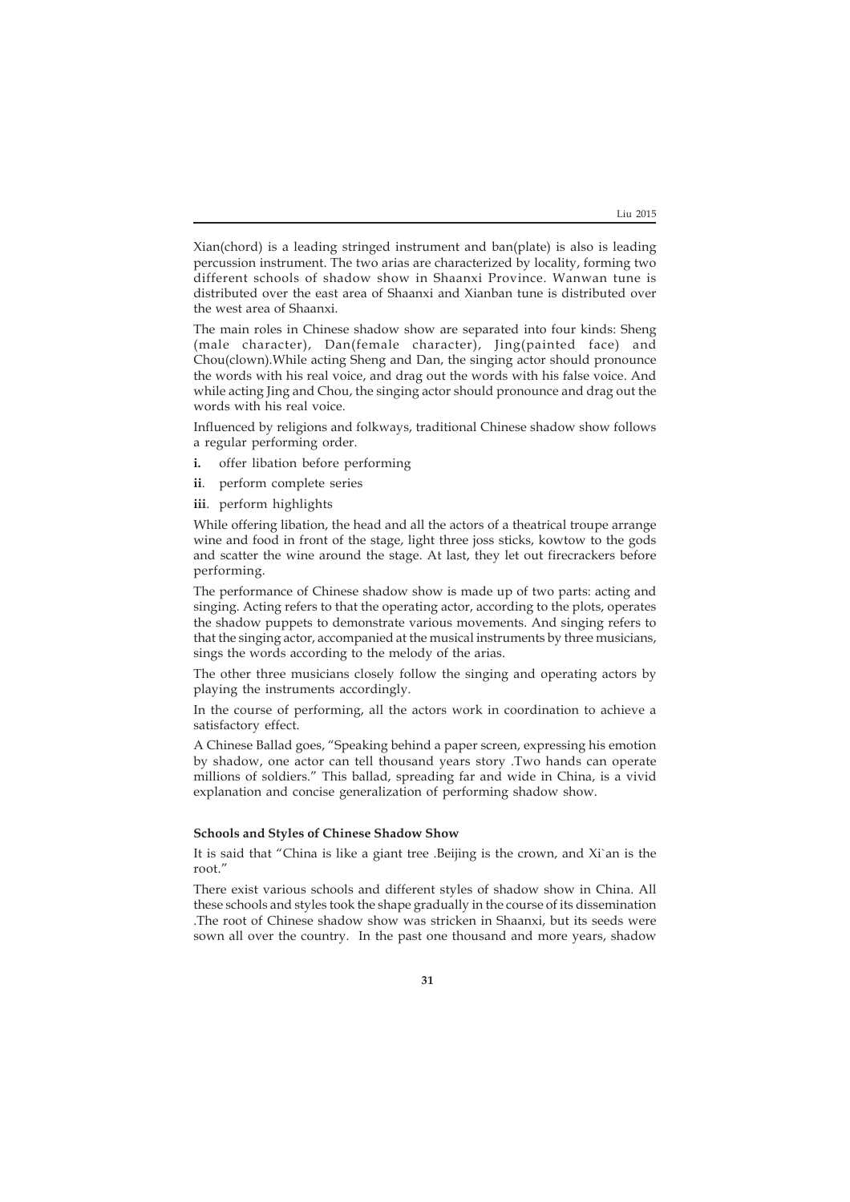Xian(chord) is a leading stringed instrument and ban(plate) is also is leading percussion instrument. The two arias are characterized by locality, forming two different schools of shadow show in Shaanxi Province. Wanwan tune is distributed over the east area of Shaanxi and Xianban tune is distributed over the west area of Shaanxi.

The main roles in Chinese shadow show are separated into four kinds: Sheng (male character), Dan(female character), Jing(painted face) and Chou(clown).While acting Sheng and Dan, the singing actor should pronounce the words with his real voice, and drag out the words with his false voice. And while acting Jing and Chou, the singing actor should pronounce and drag out the words with his real voice.

Influenced by religions and folkways, traditional Chinese shadow show follows a regular performing order.

**i.** offer libation before performing

**ii**. perform complete series

**iii**. perform highlights

While offering libation, the head and all the actors of a theatrical troupe arrange wine and food in front of the stage, light three joss sticks, kowtow to the gods and scatter the wine around the stage. At last, they let out firecrackers before performing.

The performance of Chinese shadow show is made up of two parts: acting and singing. Acting refers to that the operating actor, according to the plots, operates the shadow puppets to demonstrate various movements. And singing refers to that the singing actor, accompanied at the musical instruments by three musicians, sings the words according to the melody of the arias.

The other three musicians closely follow the singing and operating actors by playing the instruments accordingly.

In the course of performing, all the actors work in coordination to achieve a satisfactory effect.

A Chinese Ballad goes, "Speaking behind a paper screen, expressing his emotion by shadow, one actor can tell thousand years story .Two hands can operate millions of soldiers." This ballad, spreading far and wide in China, is a vivid explanation and concise generalization of performing shadow show.

**Schools and Styles of Chinese Shadow Show**

It is said that "China is like a giant tree .Beijing is the crown, and Xi`an is the root."

There exist various schools and different styles of shadow show in China. All these schools and styles took the shape gradually in the course of its dissemination .The root of Chinese shadow show was stricken in Shaanxi, but its seeds were sown all over the country. In the past one thousand and more years, shadow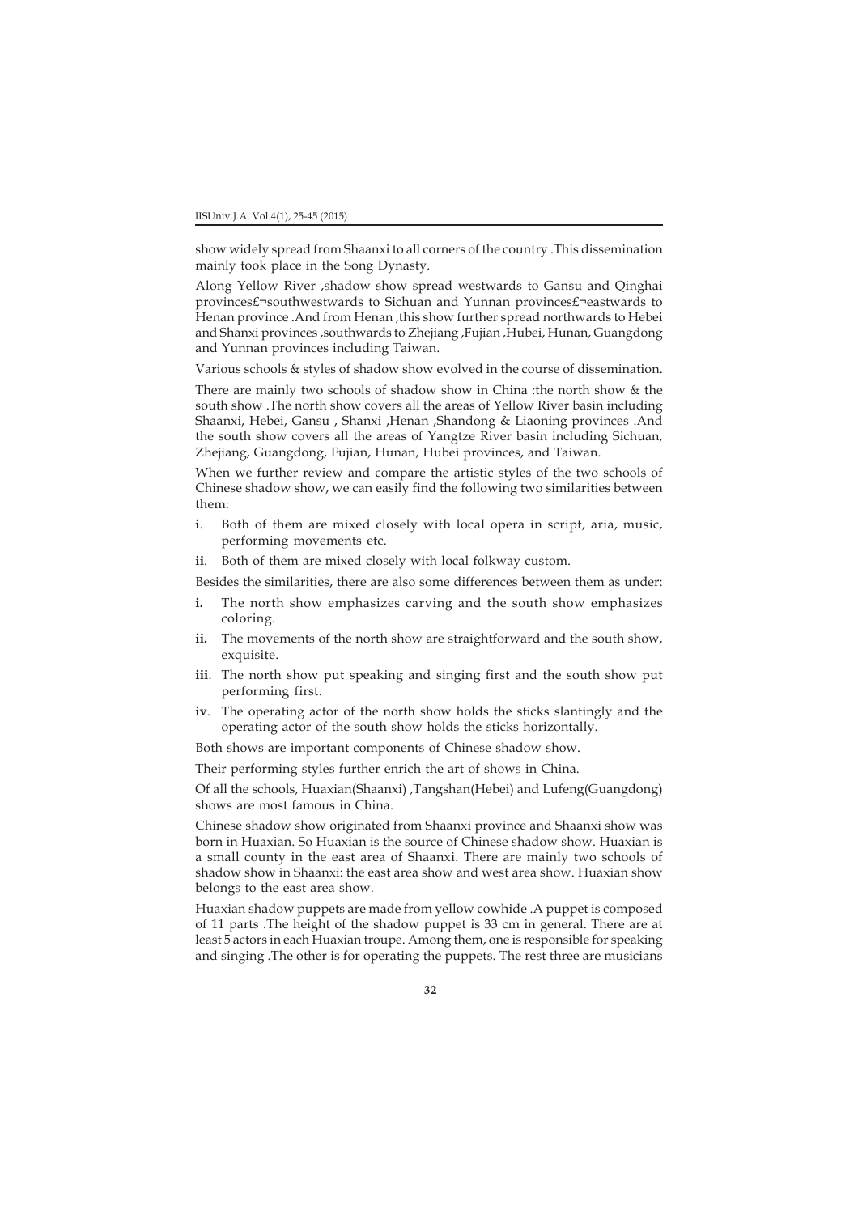show widely spread from Shaanxi to all corners of the country .This dissemination mainly took place in the Song Dynasty.

Along Yellow River ,shadow show spread westwards to Gansu and Qinghai provinces£¬southwestwards to Sichuan and Yunnan provinces£¬eastwards to Henan province .And from Henan ,this show further spread northwards to Hebei and Shanxi provinces ,southwards to Zhejiang ,Fujian ,Hubei, Hunan, Guangdong and Yunnan provinces including Taiwan.

Various schools & styles of shadow show evolved in the course of dissemination.

There are mainly two schools of shadow show in China :the north show & the south show .The north show covers all the areas of Yellow River basin including Shaanxi, Hebei, Gansu , Shanxi ,Henan ,Shandong & Liaoning provinces .And the south show covers all the areas of Yangtze River basin including Sichuan, Zhejiang, Guangdong, Fujian, Hunan, Hubei provinces, and Taiwan.

When we further review and compare the artistic styles of the two schools of Chinese shadow show, we can easily find the following two similarities between them:

**i**. Both of them are mixed closely with local opera in script, aria, music, performing movements etc.

**ii**. Both of them are mixed closely with local folkway custom.

Besides the similarities, there are also some differences between them as under:

**i.** The north show emphasizes carving and the south show emphasizes coloring.

**ii.** The movements of the north show are straightforward and the south show, exquisite.

**iii**. The north show put speaking and singing first and the south show put performing first.

**iv**. The operating actor of the north show holds the sticks slantingly and the operating actor of the south show holds the sticks horizontally.

Both shows are important components of Chinese shadow show.

Their performing styles further enrich the art of shows in China.

Of all the schools, Huaxian(Shaanxi) ,Tangshan(Hebei) and Lufeng(Guangdong) shows are most famous in China.

Chinese shadow show originated from Shaanxi province and Shaanxi show was born in Huaxian. So Huaxian is the source of Chinese shadow show. Huaxian is a small county in the east area of Shaanxi. There are mainly two schools of shadow show in Shaanxi: the east area show and west area show. Huaxian show belongs to the east area show.

Huaxian shadow puppets are made from yellow cowhide .A puppet is composed of 11 parts .The height of the shadow puppet is 33 cm in general. There are at least 5 actors in each Huaxian troupe. Among them, one is responsible for speaking and singing .The other is for operating the puppets. The rest three are musicians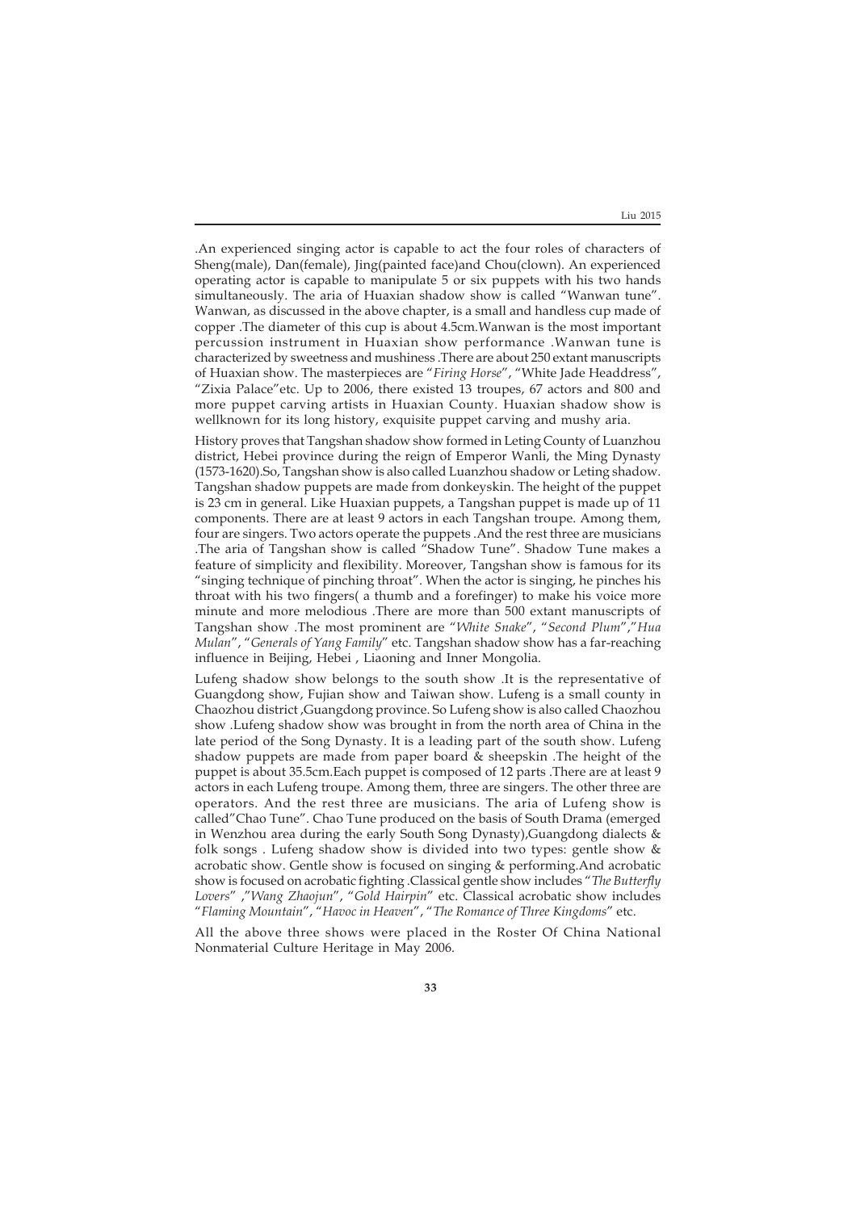.An experienced singing actor is capable to act the four roles of characters of Sheng(male), Dan(female), Jing(painted face)and Chou(clown). An experienced operating actor is capable to manipulate 5 or six puppets with his two hands simultaneously. The aria of Huaxian shadow show is called "Wanwan tune". Wanwan, as discussed in the above chapter, is a small and handless cup made of copper .The diameter of this cup is about 4.5cm.Wanwan is the most important percussion instrument in Huaxian show performance .Wanwan tune is characterized by sweetness and mushiness .There are about 250 extant manuscripts of Huaxian show. The masterpieces are "*Firing Horse*", "White Jade Headdress", "Zixia Palace"etc. Up to 2006, there existed 13 troupes, 67 actors and 800 and more puppet carving artists in Huaxian County. Huaxian shadow show is wellknown for its long history, exquisite puppet carving and mushy aria.

History proves that Tangshan shadow show formed in Leting County of Luanzhou district, Hebei province during the reign of Emperor Wanli, the Ming Dynasty (1573-1620).So, Tangshan show is also called Luanzhou shadow or Leting shadow. Tangshan shadow puppets are made from donkeyskin. The height of the puppet is 23 cm in general. Like Huaxian puppets, a Tangshan puppet is made up of 11 components. There are at least 9 actors in each Tangshan troupe. Among them, four are singers. Two actors operate the puppets .And the rest three are musicians .The aria of Tangshan show is called "Shadow Tune". Shadow Tune makes a feature of simplicity and flexibility. Moreover, Tangshan show is famous for its "singing technique of pinching throat". When the actor is singing, he pinches his throat with his two fingers( a thumb and a forefinger) to make his voice more minute and more melodious .There are more than 500 extant manuscripts of Tangshan show .The most prominent are "*White Snake*", "*Second Plum*","*Hua Mulan*", "*Generals of Yang Family*" etc. Tangshan shadow show has a far-reaching influence in Beijing, Hebei , Liaoning and Inner Mongolia.

Lufeng shadow show belongs to the south show .It is the representative of Guangdong show, Fujian show and Taiwan show. Lufeng is a small county in Chaozhou district ,Guangdong province. So Lufeng show is also called Chaozhou show .Lufeng shadow show was brought in from the north area of China in the late period of the Song Dynasty. It is a leading part of the south show. Lufeng shadow puppets are made from paper board & sheepskin .The height of the puppet is about 35.5cm.Each puppet is composed of 12 parts .There are at least 9 actors in each Lufeng troupe. Among them, three are singers. The other three are operators. And the rest three are musicians. The aria of Lufeng show is called"Chao Tune". Chao Tune produced on the basis of South Drama (emerged in Wenzhou area during the early South Song Dynasty),Guangdong dialects & folk songs . Lufeng shadow show is divided into two types: gentle show & acrobatic show. Gentle show is focused on singing & performing.And acrobatic show is focused on acrobatic fighting .Classical gentle show includes "*The Butterfly Lovers*" ,"*Wang Zhaojun*", "*Gold Hairpin*" etc. Classical acrobatic show includes "*Flaming Mountain*", "*Havoc in Heaven*", "*The Romance of Three Kingdoms*" etc.

All the above three shows were placed in the Roster Of China National Nonmaterial Culture Heritage in May 2006.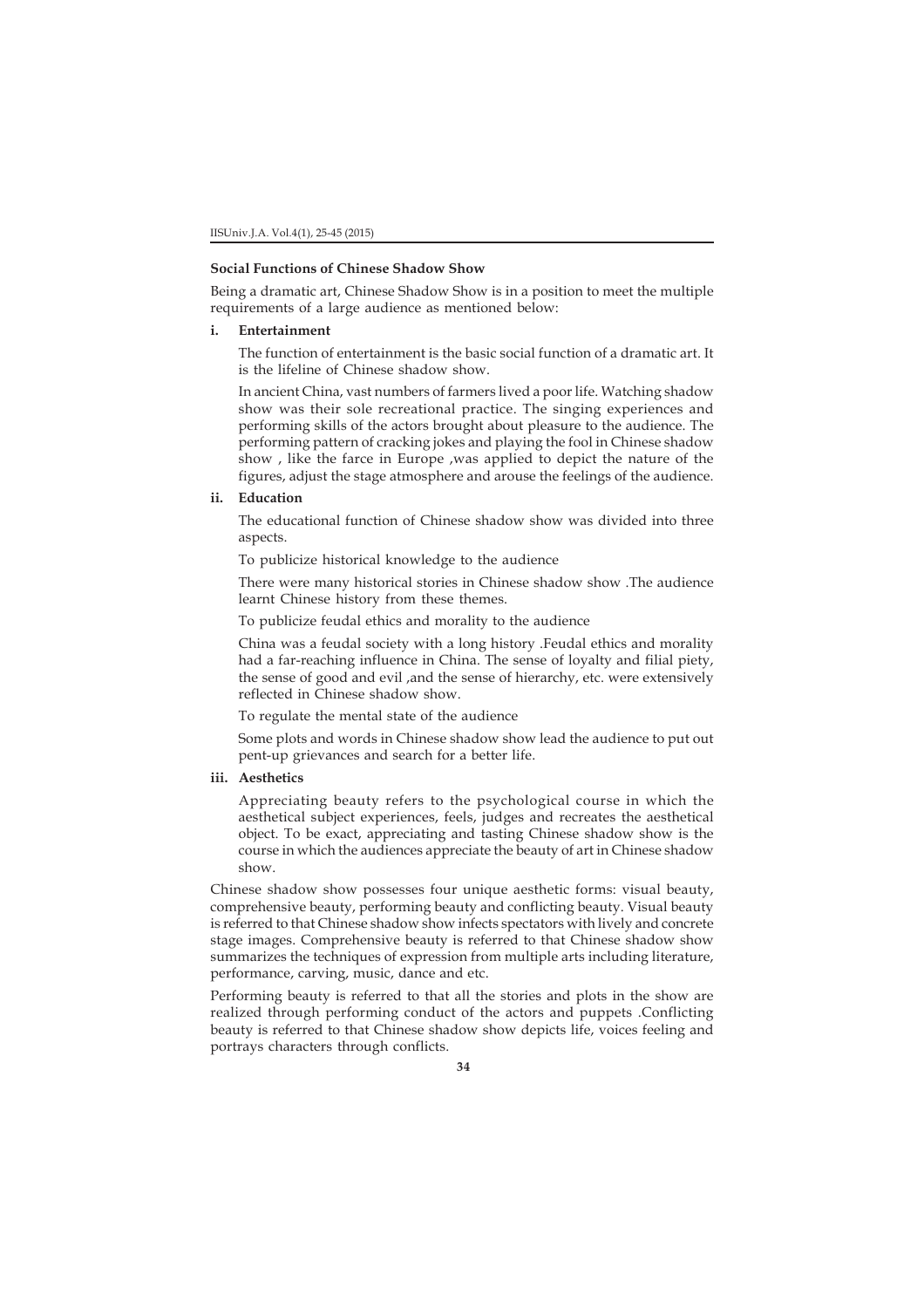**Social Functions of Chinese Shadow Show**

Being a dramatic art, Chinese Shadow Show is in a position to meet the multiple requirements of a large audience as mentioned below:

**i. Entertainment**

The function of entertainment is the basic social function of a dramatic art. It is the lifeline of Chinese shadow show.

In ancient China, vast numbers of farmers lived a poor life. Watching shadow show was their sole recreational practice. The singing experiences and performing skills of the actors brought about pleasure to the audience. The performing pattern of cracking jokes and playing the fool in Chinese shadow show , like the farce in Europe ,was applied to depict the nature of the figures, adjust the stage atmosphere and arouse the feelings of the audience.

**ii. Education**

The educational function of Chinese shadow show was divided into three aspects.

To publicize historical knowledge to the audience

There were many historical stories in Chinese shadow show .The audience learnt Chinese history from these themes.

To publicize feudal ethics and morality to the audience

China was a feudal society with a long history .Feudal ethics and morality had a far-reaching influence in China. The sense of loyalty and filial piety, the sense of good and evil ,and the sense of hierarchy, etc. were extensively reflected in Chinese shadow show.

To regulate the mental state of the audience

Some plots and words in Chinese shadow show lead the audience to put out pent-up grievances and search for a better life.

**iii. Aesthetics**

Appreciating beauty refers to the psychological course in which the aesthetical subject experiences, feels, judges and recreates the aesthetical object. To be exact, appreciating and tasting Chinese shadow show is the course in which the audiences appreciate the beauty of art in Chinese shadow show.

Chinese shadow show possesses four unique aesthetic forms: visual beauty, comprehensive beauty, performing beauty and conflicting beauty. Visual beauty is referred to that Chinese shadow show infects spectators with lively and concrete stage images. Comprehensive beauty is referred to that Chinese shadow show summarizes the techniques of expression from multiple arts including literature, performance, carving, music, dance and etc.

Performing beauty is referred to that all the stories and plots in the show are realized through performing conduct of the actors and puppets .Conflicting beauty is referred to that Chinese shadow show depicts life, voices feeling and portrays characters through conflicts.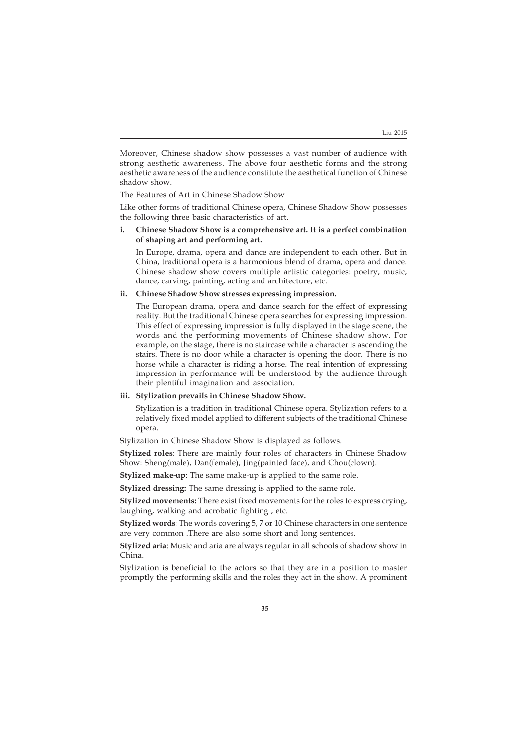Moreover, Chinese shadow show possesses a vast number of audience with strong aesthetic awareness. The above four aesthetic forms and the strong aesthetic awareness of the audience constitute the aesthetical function of Chinese shadow show.

The Features of Art in Chinese Shadow Show

Like other forms of traditional Chinese opera, Chinese Shadow Show possesses the following three basic characteristics of art.

**i. Chinese Shadow Show is a comprehensive art. It is a perfect combination of shaping art and performing art.**

In Europe, drama, opera and dance are independent to each other. But in China, traditional opera is a harmonious blend of drama, opera and dance. Chinese shadow show covers multiple artistic categories: poetry, music, dance, carving, painting, acting and architecture, etc.

**ii. Chinese Shadow Show stresses expressing impression.**

The European drama, opera and dance search for the effect of expressing reality. But the traditional Chinese opera searches for expressing impression. This effect of expressing impression is fully displayed in the stage scene, the words and the performing movements of Chinese shadow show. For example, on the stage, there is no staircase while a character is ascending the stairs. There is no door while a character is opening the door. There is no horse while a character is riding a horse. The real intention of expressing impression in performance will be understood by the audience through their plentiful imagination and association.

**iii. Stylization prevails in Chinese Shadow Show.**

Stylization is a tradition in traditional Chinese opera. Stylization refers to a relatively fixed model applied to different subjects of the traditional Chinese opera.

Stylization in Chinese Shadow Show is displayed as follows.

**Stylized roles**: There are mainly four roles of characters in Chinese Shadow Show: Sheng(male), Dan(female), Jing(painted face), and Chou(clown).

**Stylized make-up**: The same make-up is applied to the same role.

**Stylized dressing:** The same dressing is applied to the same role.

**Stylized movements:** There exist fixed movements for the roles to express crying, laughing, walking and acrobatic fighting , etc.

**Stylized words**: The words covering 5, 7 or 10 Chinese characters in one sentence are very common .There are also some short and long sentences.

**Stylized aria**: Music and aria are always regular in all schools of shadow show in China.

Stylization is beneficial to the actors so that they are in a position to master promptly the performing skills and the roles they act in the show. A prominent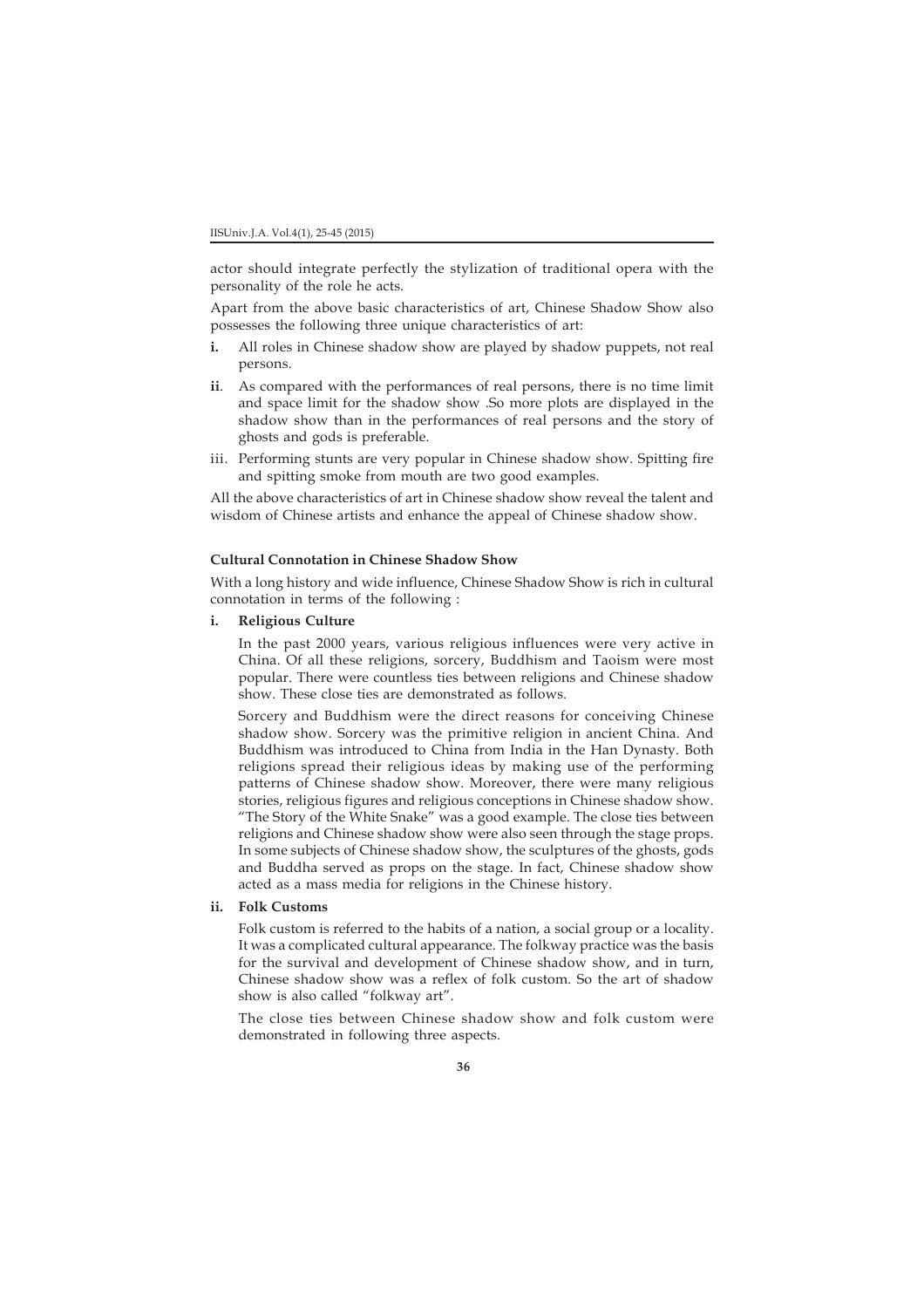actor should integrate perfectly the stylization of traditional opera with the personality of the role he acts.

Apart from the above basic characteristics of art, Chinese Shadow Show also possesses the following three unique characteristics of art:

**i.** All roles in Chinese shadow show are played by shadow puppets, not real persons.

**ii**. As compared with the performances of real persons, there is no time limit and space limit for the shadow show .So more plots are displayed in the shadow show than in the performances of real persons and the story of ghosts and gods is preferable.

iii. Performing stunts are very popular in Chinese shadow show. Spitting fire and spitting smoke from mouth are two good examples.

All the above characteristics of art in Chinese shadow show reveal the talent and wisdom of Chinese artists and enhance the appeal of Chinese shadow show.

**Cultural Connotation in Chinese Shadow Show**

With a long history and wide influence, Chinese Shadow Show is rich in cultural connotation in terms of the following :

**i. Religious Culture**

In the past 2000 years, various religious influences were very active in China. Of all these religions, sorcery, Buddhism and Taoism were most popular. There were countless ties between religions and Chinese shadow show. These close ties are demonstrated as follows.

Sorcery and Buddhism were the direct reasons for conceiving Chinese shadow show. Sorcery was the primitive religion in ancient China. And Buddhism was introduced to China from India in the Han Dynasty. Both religions spread their religious ideas by making use of the performing patterns of Chinese shadow show. Moreover, there were many religious stories, religious figures and religious conceptions in Chinese shadow show. "The Story of the White Snake" was a good example. The close ties between religions and Chinese shadow show were also seen through the stage props. In some subjects of Chinese shadow show, the sculptures of the ghosts, gods and Buddha served as props on the stage. In fact, Chinese shadow show acted as a mass media for religions in the Chinese history.

**ii. Folk Customs**

Folk custom is referred to the habits of a nation, a social group or a locality. It was a complicated cultural appearance. The folkway practice was the basis for the survival and development of Chinese shadow show, and in turn, Chinese shadow show was a reflex of folk custom. So the art of shadow show is also called "folkway art".

The close ties between Chinese shadow show and folk custom were demonstrated in following three aspects.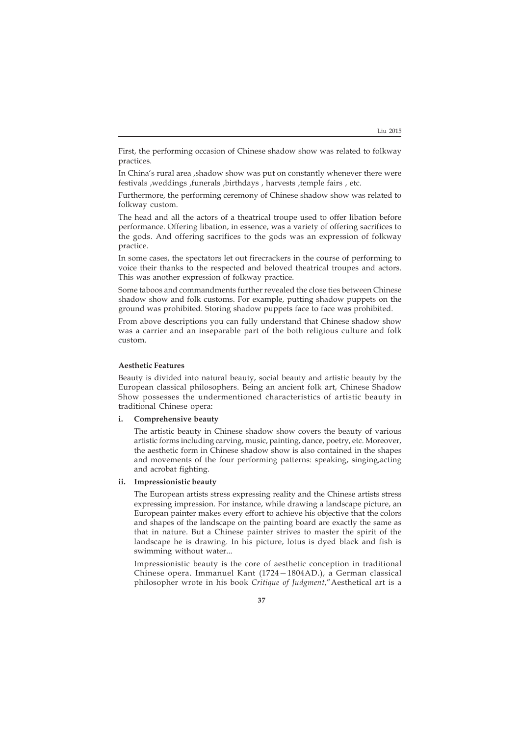First, the performing occasion of Chinese shadow show was related to folkway practices.

In China's rural area ,shadow show was put on constantly whenever there were festivals ,weddings ,funerals ,birthdays , harvests ,temple fairs , etc.

Furthermore, the performing ceremony of Chinese shadow show was related to folkway custom.

The head and all the actors of a theatrical troupe used to offer libation before performance. Offering libation, in essence, was a variety of offering sacrifices to the gods. And offering sacrifices to the gods was an expression of folkway practice.

In some cases, the spectators let out firecrackers in the course of performing to voice their thanks to the respected and beloved theatrical troupes and actors. This was another expression of folkway practice.

Some taboos and commandments further revealed the close ties between Chinese shadow show and folk customs. For example, putting shadow puppets on the ground was prohibited. Storing shadow puppets face to face was prohibited.

From above descriptions you can fully understand that Chinese shadow show was a carrier and an inseparable part of the both religious culture and folk custom.

**Aesthetic Features**

Beauty is divided into natural beauty, social beauty and artistic beauty by the European classical philosophers. Being an ancient folk art, Chinese Shadow Show possesses the undermentioned characteristics of artistic beauty in traditional Chinese opera:

**i. Comprehensive beauty**

The artistic beauty in Chinese shadow show covers the beauty of various artistic forms including carving, music, painting, dance, poetry, etc. Moreover, the aesthetic form in Chinese shadow show is also contained in the shapes and movements of the four performing patterns: speaking, singing,acting and acrobat fighting.

**ii. Impressionistic beauty**

The European artists stress expressing reality and the Chinese artists stress expressing impression. For instance, while drawing a landscape picture, an European painter makes every effort to achieve his objective that the colors and shapes of the landscape on the painting board are exactly the same as that in nature. But a Chinese painter strives to master the spirit of the landscape he is drawing. In his picture, lotus is dyed black and fish is swimming without water...

Impressionistic beauty is the core of aesthetic conception in traditional Chinese opera. Immanuel Kant (1724—1804AD.), a German classical philosopher wrote in his book *Critique of Judgment*,"Aesthetical art is a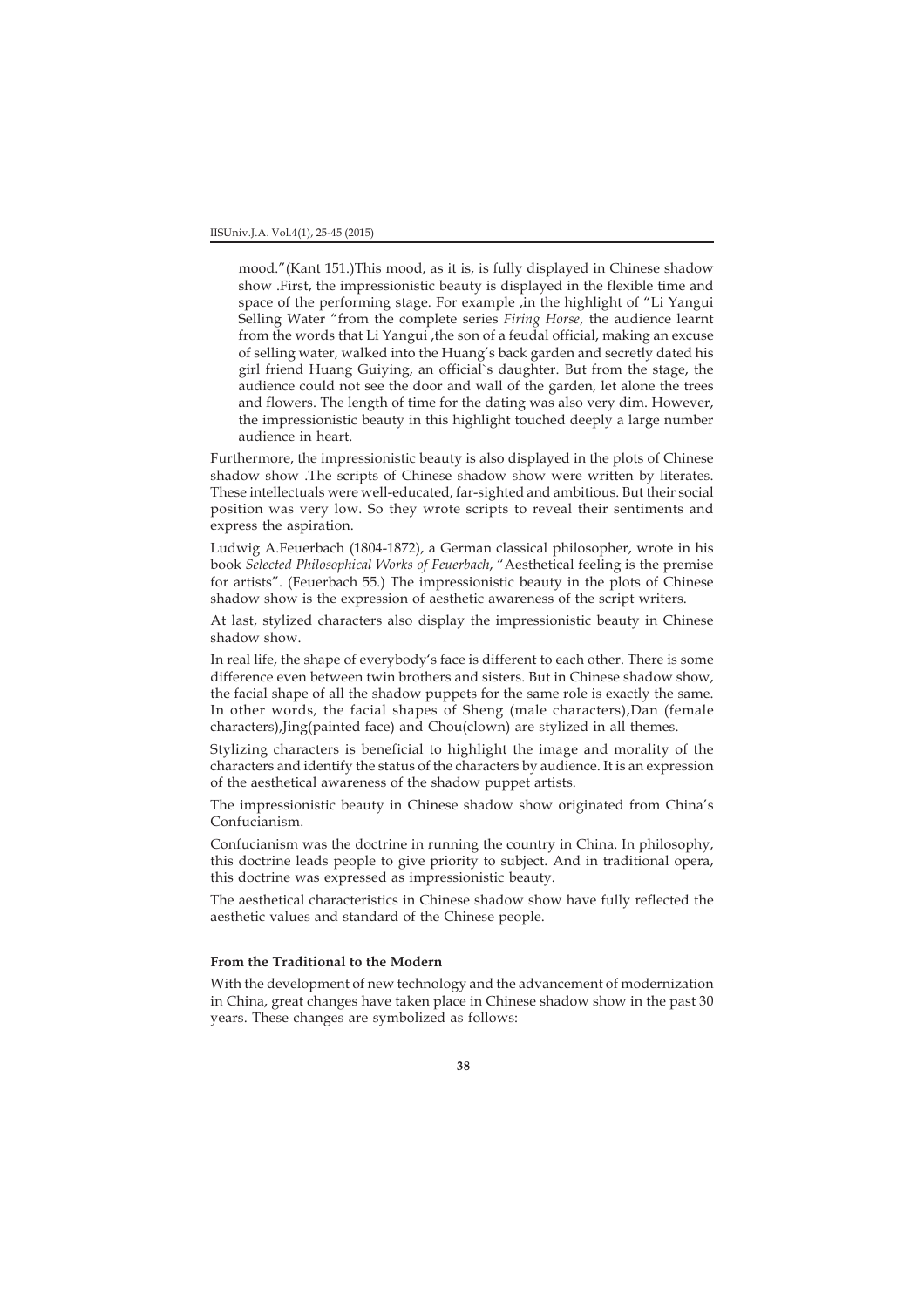mood."(Kant 151.)This mood, as it is, is fully displayed in Chinese shadow show .First, the impressionistic beauty is displayed in the flexible time and space of the performing stage. For example ,in the highlight of "Li Yangui Selling Water "from the complete series *Firing Horse*, the audience learnt from the words that Li Yangui ,the son of a feudal official, making an excuse of selling water, walked into the Huang's back garden and secretly dated his girl friend Huang Guiying, an official`s daughter. But from the stage, the audience could not see the door and wall of the garden, let alone the trees and flowers. The length of time for the dating was also very dim. However, the impressionistic beauty in this highlight touched deeply a large number audience in heart.

Furthermore, the impressionistic beauty is also displayed in the plots of Chinese shadow show .The scripts of Chinese shadow show were written by literates. These intellectuals were well-educated, far-sighted and ambitious. But their social position was very low. So they wrote scripts to reveal their sentiments and express the aspiration.

Ludwig A.Feuerbach (1804-1872), a German classical philosopher, wrote in his book *Selected Philosophical Works of Feuerbach*, "Aesthetical feeling is the premise for artists". (Feuerbach 55.) The impressionistic beauty in the plots of Chinese shadow show is the expression of aesthetic awareness of the script writers.

At last, stylized characters also display the impressionistic beauty in Chinese shadow show.

In real life, the shape of everybody's face is different to each other. There is some difference even between twin brothers and sisters. But in Chinese shadow show, the facial shape of all the shadow puppets for the same role is exactly the same. In other words, the facial shapes of Sheng (male characters),Dan (female characters),Jing(painted face) and Chou(clown) are stylized in all themes.

Stylizing characters is beneficial to highlight the image and morality of the characters and identify the status of the characters by audience. It is an expression of the aesthetical awareness of the shadow puppet artists.

The impressionistic beauty in Chinese shadow show originated from China's Confucianism.

Confucianism was the doctrine in running the country in China. In philosophy, this doctrine leads people to give priority to subject. And in traditional opera, this doctrine was expressed as impressionistic beauty.

The aesthetical characteristics in Chinese shadow show have fully reflected the aesthetic values and standard of the Chinese people.

**From the Traditional to the Modern**

With the development of new technology and the advancement of modernization in China, great changes have taken place in Chinese shadow show in the past 30 years. These changes are symbolized as follows: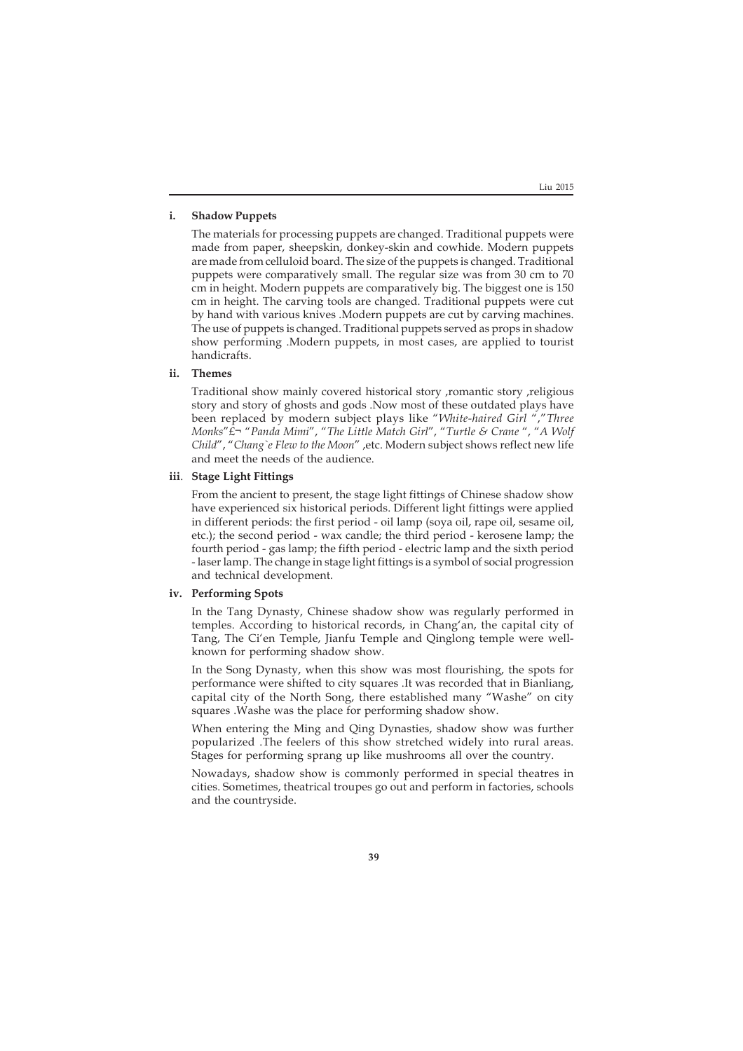**i. Shadow Puppets**

The materials for processing puppets are changed. Traditional puppets were made from paper, sheepskin, donkey-skin and cowhide. Modern puppets are made from celluloid board. The size of the puppets is changed. Traditional puppets were comparatively small. The regular size was from 30 cm to 70 cm in height. Modern puppets are comparatively big. The biggest one is 150 cm in height. The carving tools are changed. Traditional puppets were cut by hand with various knives .Modern puppets are cut by carving machines. The use of puppets is changed. Traditional puppets served as props in shadow show performing .Modern puppets, in most cases, are applied to tourist handicrafts.

**ii. Themes**

Traditional show mainly covered historical story ,romantic story ,religious story and story of ghosts and gods .Now most of these outdated plays have been replaced by modern subject plays like "*White-haired Girl* ","*Three Monks*"£¬ "*Panda Mimi*", "*The Little Match Girl*", "*Turtle & Crane* ", "*A Wolf Child*", "*Chang`e Flew to the Moon*" ,etc. Modern subject shows reflect new life and meet the needs of the audience.

**iii. Stage Light Fittings**

From the ancient to present, the stage light fittings of Chinese shadow show have experienced six historical periods. Different light fittings were applied in different periods: the first period - oil lamp (soya oil, rape oil, sesame oil, etc.); the second period - wax candle; the third period - kerosene lamp; the fourth period - gas lamp; the fifth period - electric lamp and the sixth period - laser lamp. The change in stage light fittings is a symbol of social progression and technical development.

**iv. Performing Spots**

In the Tang Dynasty, Chinese shadow show was regularly performed in temples. According to historical records, in Chang'an, the capital city of Tang, The Ci'en Temple, Jianfu Temple and Qinglong temple were well-known for performing shadow show.

In the Song Dynasty, when this show was most flourishing, the spots for performance were shifted to city squares .It was recorded that in Bianliang, capital city of the North Song, there established many "Washe" on city squares .Washe was the place for performing shadow show.

When entering the Ming and Qing Dynasties, shadow show was further popularized .The feelers of this show stretched widely into rural areas. Stages for performing sprang up like mushrooms all over the country.

Nowadays, shadow show is commonly performed in special theatres in cities. Sometimes, theatrical troupes go out and perform in factories, schools and the countryside.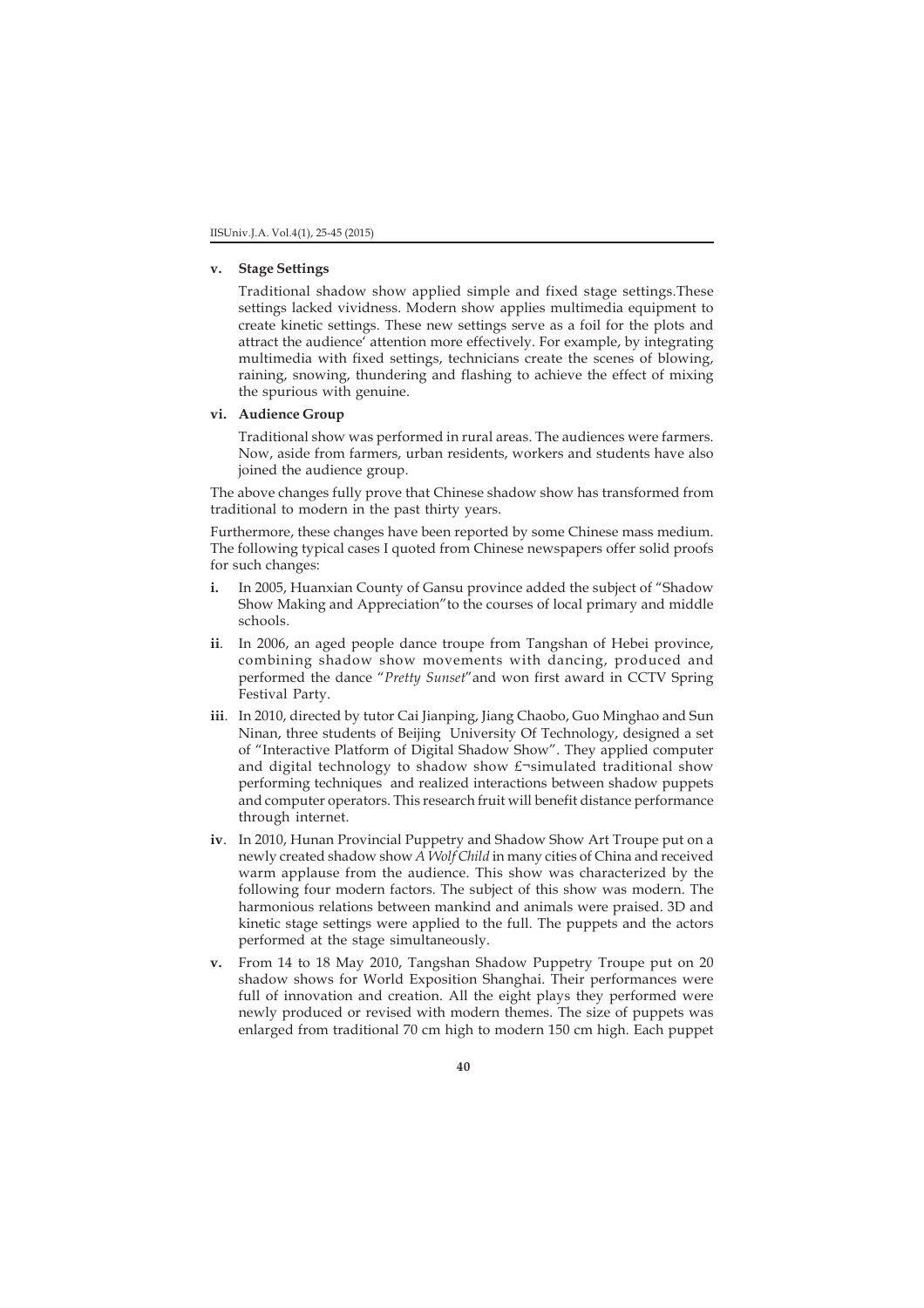**v. Stage Settings**

Traditional shadow show applied simple and fixed stage settings.These settings lacked vividness. Modern show applies multimedia equipment to create kinetic settings. These new settings serve as a foil for the plots and attract the audience' attention more effectively. For example, by integrating multimedia with fixed settings, technicians create the scenes of blowing, raining, snowing, thundering and flashing to achieve the effect of mixing the spurious with genuine.

**vi. Audience Group**

Traditional show was performed in rural areas. The audiences were farmers. Now, aside from farmers, urban residents, workers and students have also joined the audience group.

The above changes fully prove that Chinese shadow show has transformed from traditional to modern in the past thirty years.

Furthermore, these changes have been reported by some Chinese mass medium. The following typical cases I quoted from Chinese newspapers offer solid proofs for such changes:

**i.** In 2005, Huanxian County of Gansu province added the subject of "Shadow Show Making and Appreciation"to the courses of local primary and middle schools.

**ii**. In 2006, an aged people dance troupe from Tangshan of Hebei province, combining shadow show movements with dancing, produced and performed the dance "*Pretty Sunset*"and won first award in CCTV Spring Festival Party.

**iii**. In 2010, directed by tutor Cai Jianping, Jiang Chaobo, Guo Minghao and Sun Ninan, three students of Beijing University Of Technology, designed a set of "Interactive Platform of Digital Shadow Show". They applied computer and digital technology to shadow show £¬simulated traditional show performing techniques and realized interactions between shadow puppets and computer operators. This research fruit will benefit distance performance through internet.

**iv**. In 2010, Hunan Provincial Puppetry and Shadow Show Art Troupe put on a newly created shadow show *A Wolf Child* in many cities of China and received warm applause from the audience. This show was characterized by the following four modern factors. The subject of this show was modern. The harmonious relations between mankind and animals were praised. 3D and kinetic stage settings were applied to the full. The puppets and the actors performed at the stage simultaneously.

**v.** From 14 to 18 May 2010, Tangshan Shadow Puppetry Troupe put on 20 shadow shows for World Exposition Shanghai. Their performances were full of innovation and creation. All the eight plays they performed were newly produced or revised with modern themes. The size of puppets was enlarged from traditional 70 cm high to modern 150 cm high. Each puppet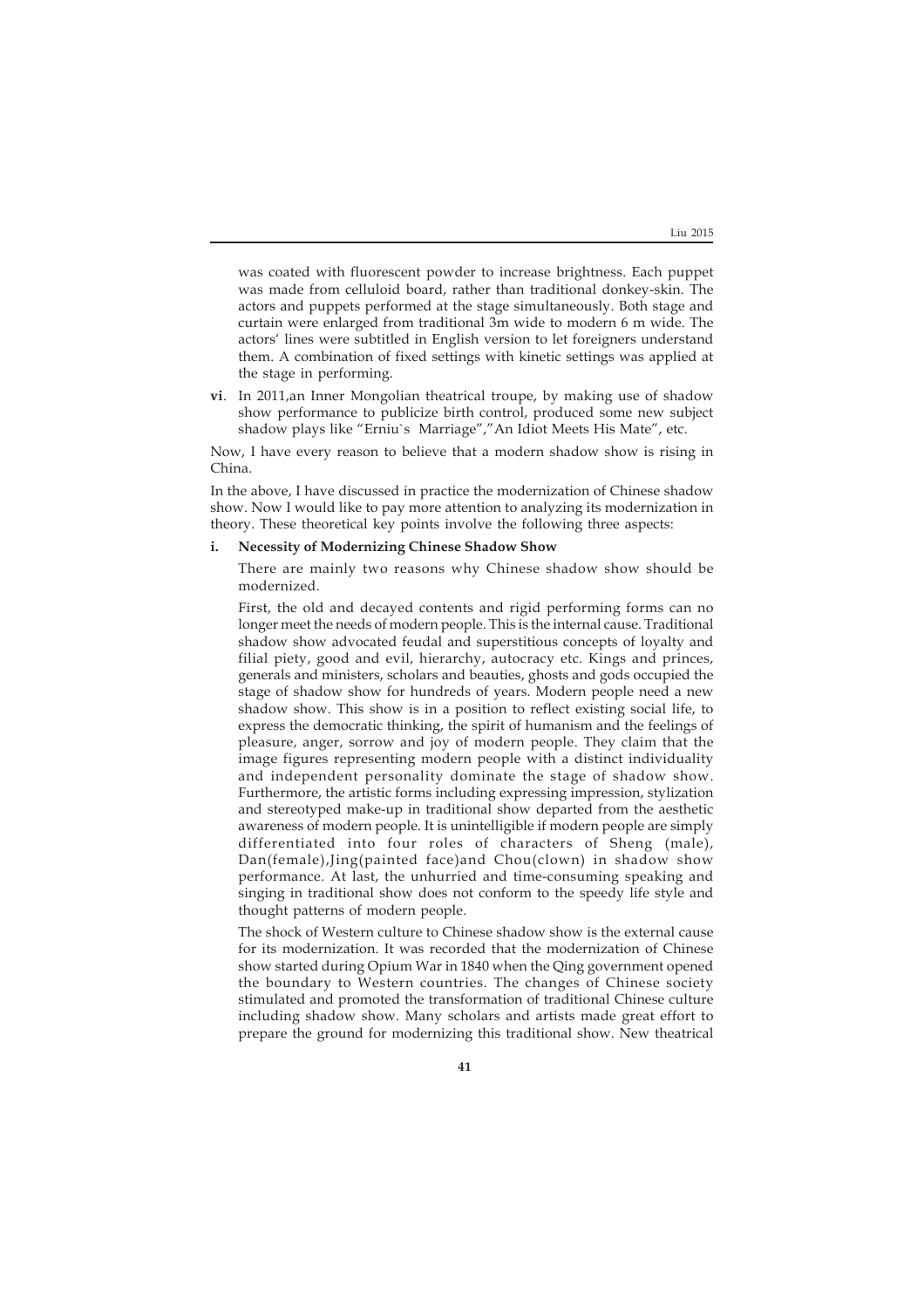was coated with fluorescent powder to increase brightness. Each puppet was made from celluloid board, rather than traditional donkey-skin. The actors and puppets performed at the stage simultaneously. Both stage and curtain were enlarged from traditional 3m wide to modern 6 m wide. The actors' lines were subtitled in English version to let foreigners understand them. A combination of fixed settings with kinetic settings was applied at the stage in performing.

**vi**. In 2011,an Inner Mongolian theatrical troupe, by making use of shadow show performance to publicize birth control, produced some new subject shadow plays like "Erniu`s Marriage","An Idiot Meets His Mate", etc.

Now, I have every reason to believe that a modern shadow show is rising in China.

In the above, I have discussed in practice the modernization of Chinese shadow show. Now I would like to pay more attention to analyzing its modernization in theory. These theoretical key points involve the following three aspects:

**i. Necessity of Modernizing Chinese Shadow Show**

There are mainly two reasons why Chinese shadow show should be modernized.

First, the old and decayed contents and rigid performing forms can no longer meet the needs of modern people. This is the internal cause. Traditional shadow show advocated feudal and superstitious concepts of loyalty and filial piety, good and evil, hierarchy, autocracy etc. Kings and princes, generals and ministers, scholars and beauties, ghosts and gods occupied the stage of shadow show for hundreds of years. Modern people need a new shadow show. This show is in a position to reflect existing social life, to express the democratic thinking, the spirit of humanism and the feelings of pleasure, anger, sorrow and joy of modern people. They claim that the image figures representing modern people with a distinct individuality and independent personality dominate the stage of shadow show. Furthermore, the artistic forms including expressing impression, stylization and stereotyped make-up in traditional show departed from the aesthetic awareness of modern people. It is unintelligible if modern people are simply differentiated into four roles of characters of Sheng (male), Dan(female),Jing(painted face)and Chou(clown) in shadow show performance. At last, the unhurried and time-consuming speaking and singing in traditional show does not conform to the speedy life style and thought patterns of modern people.

The shock of Western culture to Chinese shadow show is the external cause for its modernization. It was recorded that the modernization of Chinese show started during Opium War in 1840 when the Qing government opened the boundary to Western countries. The changes of Chinese society stimulated and promoted the transformation of traditional Chinese culture including shadow show. Many scholars and artists made great effort to prepare the ground for modernizing this traditional show. New theatrical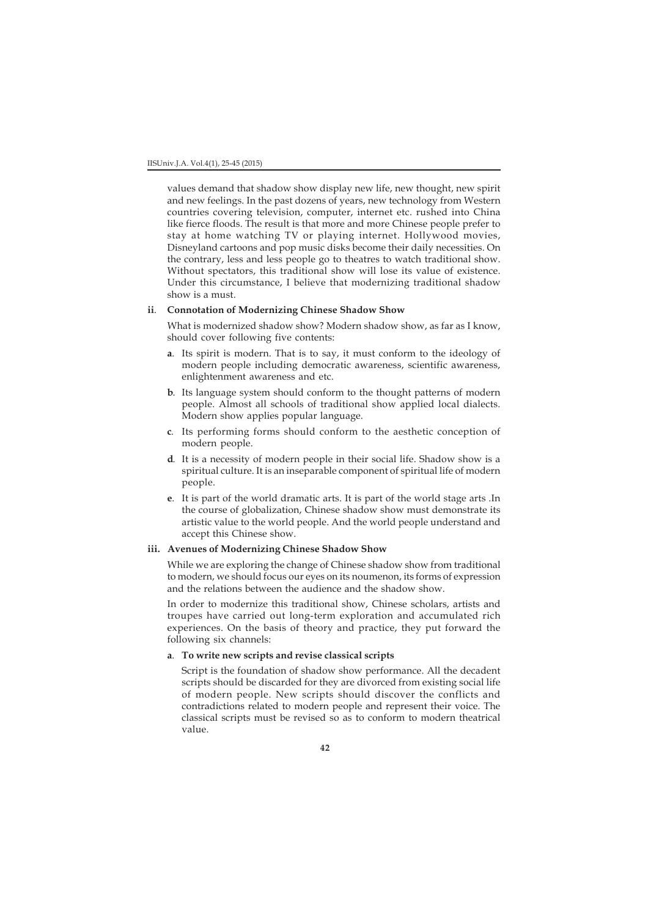values demand that shadow show display new life, new thought, new spirit and new feelings. In the past dozens of years, new technology from Western countries covering television, computer, internet etc. rushed into China like fierce floods. The result is that more and more Chinese people prefer to stay at home watching TV or playing internet. Hollywood movies, Disneyland cartoons and pop music disks become their daily necessities. On the contrary, less and less people go to theatres to watch traditional show. Without spectators, this traditional show will lose its value of existence. Under this circumstance, I believe that modernizing traditional shadow show is a must.

**ii. Connotation of Modernizing Chinese Shadow Show**

What is modernized shadow show? Modern shadow show, as far as I know, should cover following five contents:

**a**. Its spirit is modern. That is to say, it must conform to the ideology of modern people including democratic awareness, scientific awareness, enlightenment awareness and etc.

**b**. Its language system should conform to the thought patterns of modern people. Almost all schools of traditional show applied local dialects. Modern show applies popular language.

**c**. Its performing forms should conform to the aesthetic conception of modern people.

**d**. It is a necessity of modern people in their social life. Shadow show is a spiritual culture. It is an inseparable component of spiritual life of modern people.

**e**. It is part of the world dramatic arts. It is part of the world stage arts .In the course of globalization, Chinese shadow show must demonstrate its artistic value to the world people. And the world people understand and accept this Chinese show.

**iii. Avenues of Modernizing Chinese Shadow Show**

While we are exploring the change of Chinese shadow show from traditional to modern, we should focus our eyes on its noumenon, its forms of expression and the relations between the audience and the shadow show.

In order to modernize this traditional show, Chinese scholars, artists and troupes have carried out long-term exploration and accumulated rich experiences. On the basis of theory and practice, they put forward the following six channels:

**a. To write new scripts and revise classical scripts**

Script is the foundation of shadow show performance. All the decadent scripts should be discarded for they are divorced from existing social life of modern people. New scripts should discover the conflicts and contradictions related to modern people and represent their voice. The classical scripts must be revised so as to conform to modern theatrical value.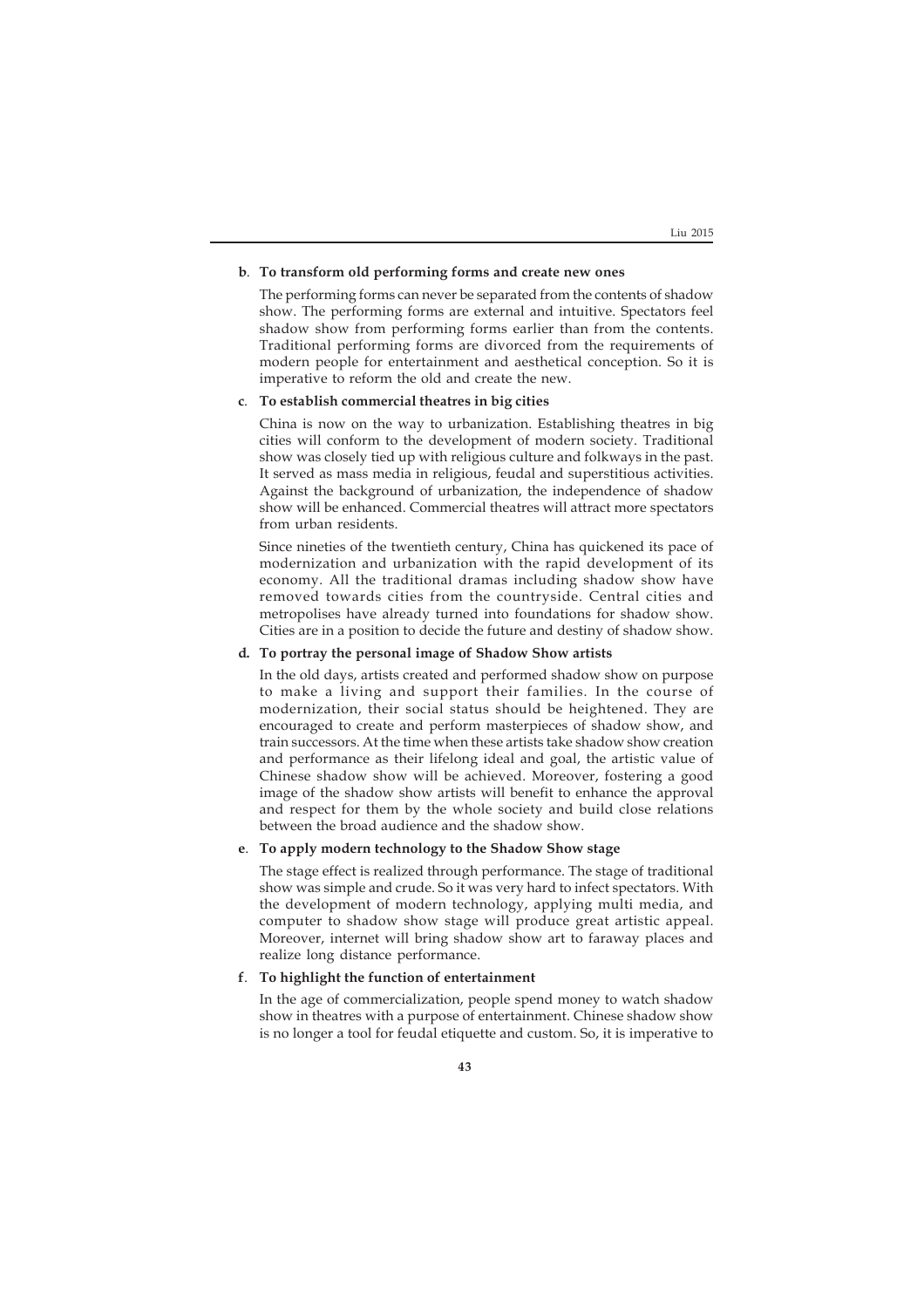**b**. **To transform old performing forms and create new ones**

The performing forms can never be separated from the contents of shadow show. The performing forms are external and intuitive. Spectators feel shadow show from performing forms earlier than from the contents. Traditional performing forms are divorced from the requirements of modern people for entertainment and aesthetical conception. So it is imperative to reform the old and create the new.

**c**. **To establish commercial theatres in big cities**

China is now on the way to urbanization. Establishing theatres in big cities will conform to the development of modern society. Traditional show was closely tied up with religious culture and folkways in the past. It served as mass media in religious, feudal and superstitious activities. Against the background of urbanization, the independence of shadow show will be enhanced. Commercial theatres will attract more spectators from urban residents.

Since nineties of the twentieth century, China has quickened its pace of modernization and urbanization with the rapid development of its economy. All the traditional dramas including shadow show have removed towards cities from the countryside. Central cities and metropolises have already turned into foundations for shadow show. Cities are in a position to decide the future and destiny of shadow show.

**d. To portray the personal image of Shadow Show artists**

In the old days, artists created and performed shadow show on purpose to make a living and support their families. In the course of modernization, their social status should be heightened. They are encouraged to create and perform masterpieces of shadow show, and train successors. At the time when these artists take shadow show creation and performance as their lifelong ideal and goal, the artistic value of Chinese shadow show will be achieved. Moreover, fostering a good image of the shadow show artists will benefit to enhance the approval and respect for them by the whole society and build close relations between the broad audience and the shadow show.

**e**. **To apply modern technology to the Shadow Show stage**

The stage effect is realized through performance. The stage of traditional show was simple and crude. So it was very hard to infect spectators. With the development of modern technology, applying multi media, and computer to shadow show stage will produce great artistic appeal. Moreover, internet will bring shadow show art to faraway places and realize long distance performance.

**f**. **To highlight the function of entertainment**

In the age of commercialization, people spend money to watch shadow show in theatres with a purpose of entertainment. Chinese shadow show is no longer a tool for feudal etiquette and custom. So, it is imperative to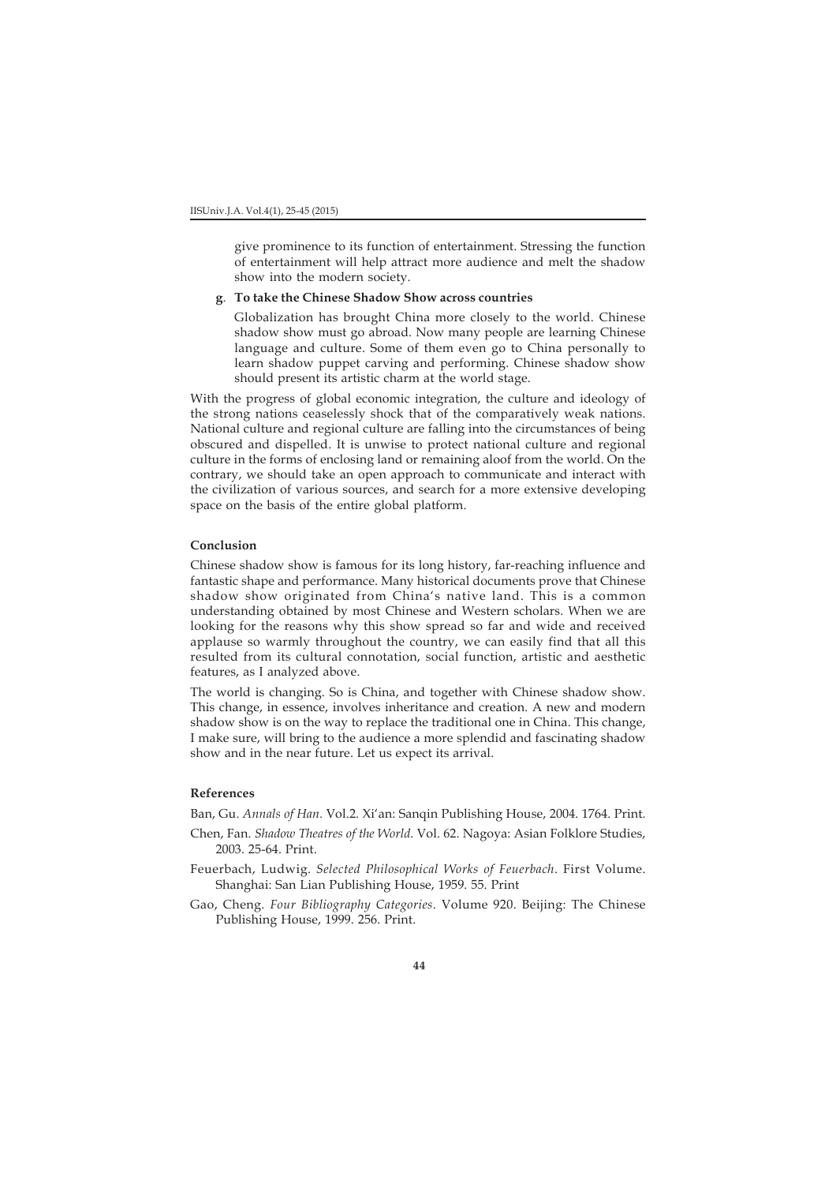give prominence to its function of entertainment. Stressing the function of entertainment will help attract more audience and melt the shadow show into the modern society.

**g. To take the Chinese Shadow Show across countries**

Globalization has brought China more closely to the world. Chinese shadow show must go abroad. Now many people are learning Chinese language and culture. Some of them even go to China personally to learn shadow puppet carving and performing. Chinese shadow show should present its artistic charm at the world stage.

With the progress of global economic integration, the culture and ideology of the strong nations ceaselessly shock that of the comparatively weak nations. National culture and regional culture are falling into the circumstances of being obscured and dispelled. It is unwise to protect national culture and regional culture in the forms of enclosing land or remaining aloof from the world. On the contrary, we should take an open approach to communicate and interact with the civilization of various sources, and search for a more extensive developing space on the basis of the entire global platform.

## Conclusion

Chinese shadow show is famous for its long history, far-reaching influence and fantastic shape and performance. Many historical documents prove that Chinese shadow show originated from China's native land. This is a common understanding obtained by most Chinese and Western scholars. When we are looking for the reasons why this show spread so far and wide and received applause so warmly throughout the country, we can easily find that all this resulted from its cultural connotation, social function, artistic and aesthetic features, as I analyzed above.

The world is changing. So is China, and together with Chinese shadow show. This change, in essence, involves inheritance and creation. A new and modern shadow show is on the way to replace the traditional one in China. This change, I make sure, will bring to the audience a more splendid and fascinating shadow show and in the near future. Let us expect its arrival.

## References

Ban, Gu. *Annals of Han*. Vol.2. Xi'an: Sanqin Publishing House, 2004. 1764. Print.

Chen, Fan. *Shadow Theatres of the World*. Vol. 62. Nagoya: Asian Folklore Studies, 2003. 25-64. Print.

Feuerbach, Ludwig. *Selected Philosophical Works of Feuerbach*. First Volume. Shanghai: San Lian Publishing House, 1959. 55. Print

Gao, Cheng. *Four Bibliography Categories*. Volume 920. Beijing: The Chinese Publishing House, 1999. 256. Print.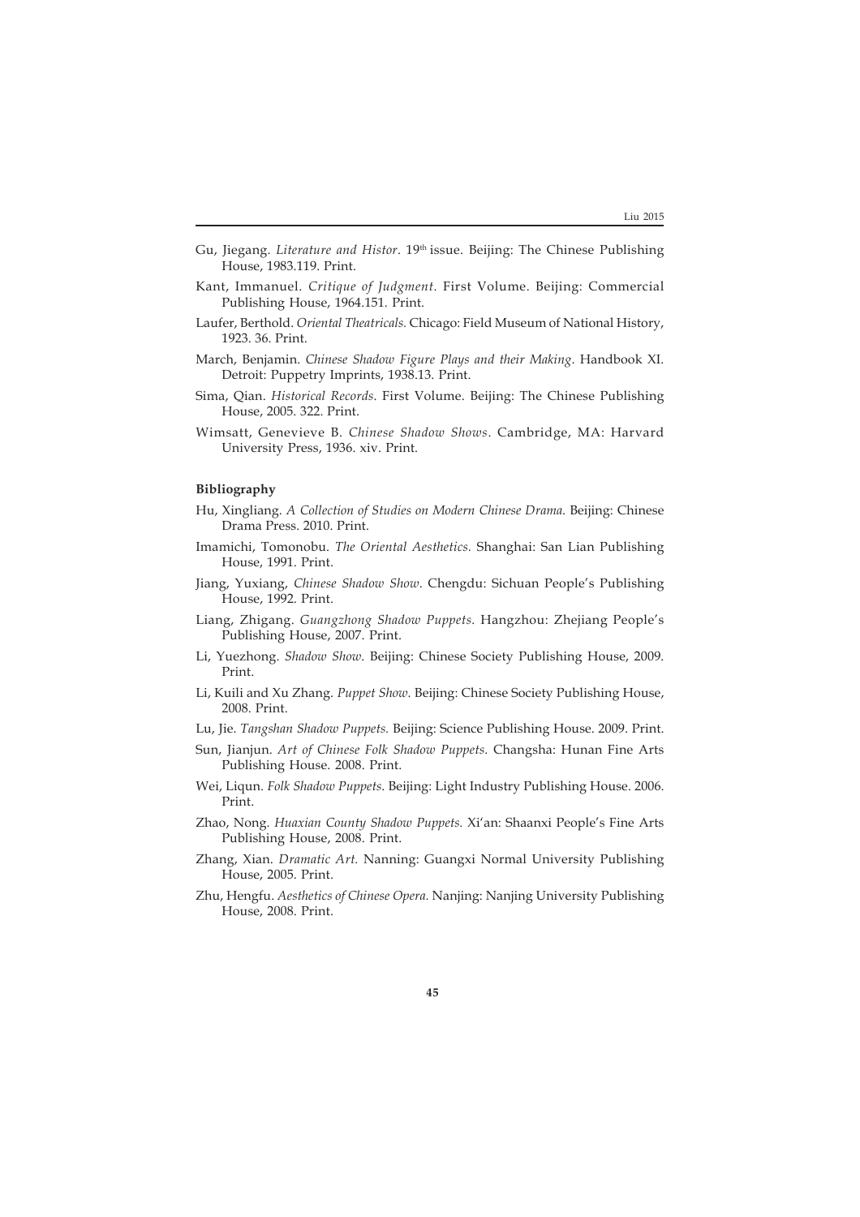Gu, Jiegang. *Literature and Histor*. 19th issue. Beijing: The Chinese Publishing House, 1983.119. Print.

Kant, Immanuel. *Critique of Judgment*. First Volume. Beijing: Commercial Publishing House, 1964.151. Print.

Laufer, Berthold. *Oriental Theatricals.* Chicago: Field Museum of National History, 1923. 36. Print.

March, Benjamin. *Chinese Shadow Figure Plays and their Making*. Handbook XI. Detroit: Puppetry Imprints, 1938.13. Print.

Sima, Qian. *Historical Records*. First Volume. Beijing: The Chinese Publishing House, 2005. 322. Print.

Wimsatt, Genevieve B. *Chinese Shadow Shows*. Cambridge, MA: Harvard University Press, 1936. xiv. Print.

**Bibliography**

Hu, Xingliang. *A Collection of Studies on Modern Chinese Drama.* Beijing: Chinese Drama Press. 2010. Print.

Imamichi, Tomonobu. *The Oriental Aesthetics.* Shanghai: San Lian Publishing House, 1991. Print.

Jiang, Yuxiang, *Chinese Shadow Show*. Chengdu: Sichuan People's Publishing House, 1992. Print.

Liang, Zhigang. *Guangzhong Shadow Puppets*. Hangzhou: Zhejiang People's Publishing House, 2007. Print.

Li, Yuezhong. *Shadow Show*. Beijing: Chinese Society Publishing House, 2009. Print.

Li, Kuili and Xu Zhang. *Puppet Show*. Beijing: Chinese Society Publishing House, 2008. Print.

Lu, Jie. *Tangshan Shadow Puppets.* Beijing: Science Publishing House. 2009. Print.

Sun, Jianjun. *Art of Chinese Folk Shadow Puppets.* Changsha: Hunan Fine Arts Publishing House. 2008. Print.

Wei, Liqun. *Folk Shadow Puppets*. Beijing: Light Industry Publishing House. 2006. Print.

Zhao, Nong. *Huaxian County Shadow Puppets.* Xi'an: Shaanxi People's Fine Arts Publishing House, 2008. Print.

Zhang, Xian. *Dramatic Art.* Nanning: Guangxi Normal University Publishing House, 2005. Print.

Zhu, Hengfu. *Aesthetics of Chinese Opera.* Nanjing: Nanjing University Publishing House, 2008. Print.